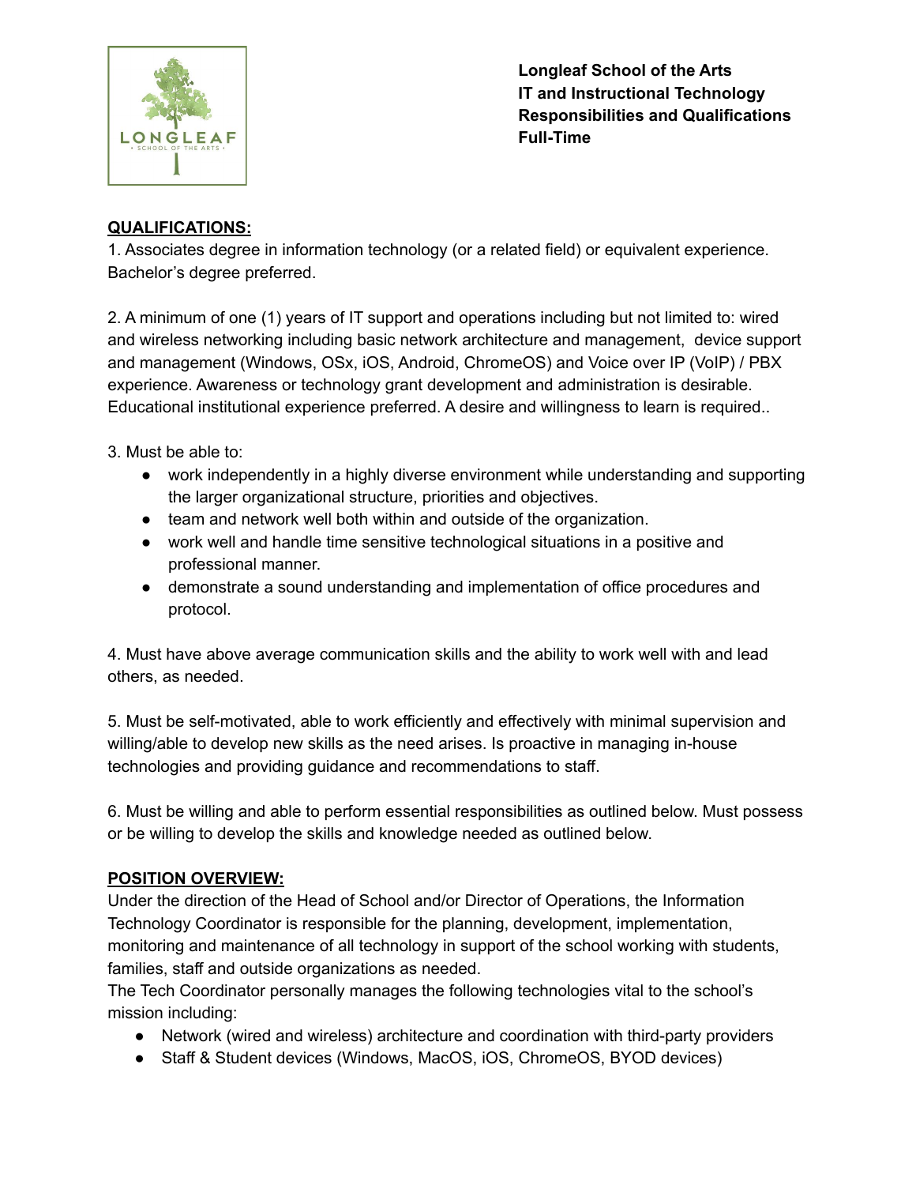**Longleaf School of the Arts**
**IT and Instructional Technology**
**Responsibilities and Qualifications**
**Full-Time**

## QUALIFICATIONS:

1. Associates degree in information technology (or a related field) or equivalent experience. Bachelor's degree preferred.

2. A minimum of one (1) years of IT support and operations including but not limited to: wired and wireless networking including basic network architecture and management, device support and management (Windows, OSx, iOS, Android, ChromeOS) and Voice over IP (VoIP) / PBX experience. Awareness or technology grant development and administration is desirable. Educational institutional experience preferred. A desire and willingness to learn is required..

3. Must be able to:
   - work independently in a highly diverse environment while understanding and supporting the larger organizational structure, priorities and objectives.
   - team and network well both within and outside of the organization.
   - work well and handle time sensitive technological situations in a positive and professional manner.
   - demonstrate a sound understanding and implementation of office procedures and protocol.

4. Must have above average communication skills and the ability to work well with and lead others, as needed.

5. Must be self-motivated, able to work efficiently and effectively with minimal supervision and willing/able to develop new skills as the need arises. Is proactive in managing in-house technologies and providing guidance and recommendations to staff.

6. Must be willing and able to perform essential responsibilities as outlined below. Must possess or be willing to develop the skills and knowledge needed as outlined below.

## POSITION OVERVIEW:

Under the direction of the Head of School and/or Director of Operations, the Information Technology Coordinator is responsible for the planning, development, implementation, monitoring and maintenance of all technology in support of the school working with students, families, staff and outside organizations as needed.

The Tech Coordinator personally manages the following technologies vital to the school's mission including:

- Network (wired and wireless) architecture and coordination with third-party providers
- Staff & Student devices (Windows, MacOS, iOS, ChromeOS, BYOD devices)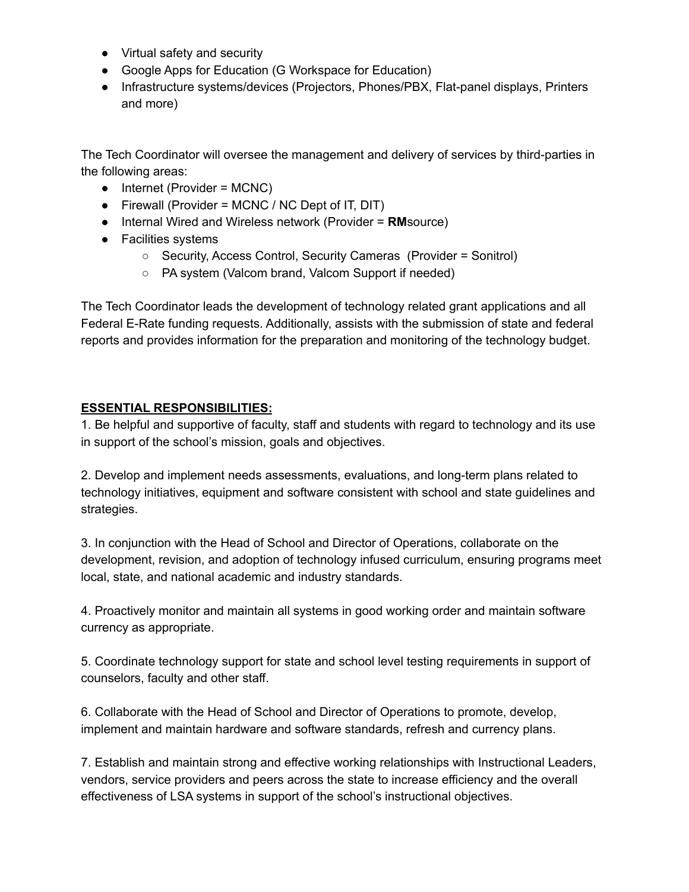- Virtual safety and security
- Google Apps for Education (G Workspace for Education)
- Infrastructure systems/devices (Projectors, Phones/PBX, Flat-panel displays, Printers and more)

The Tech Coordinator will oversee the management and delivery of services by third-parties in the following areas:

- Internet (Provider = MCNC)
- Firewall (Provider = MCNC / NC Dept of IT, DIT)
- Internal Wired and Wireless network (Provider = **RM**source)
- Facilities systems
  - Security, Access Control, Security Cameras (Provider = Sonitrol)
  - PA system (Valcom brand, Valcom Support if needed)

The Tech Coordinator leads the development of technology related grant applications and all Federal E-Rate funding requests. Additionally, assists with the submission of state and federal reports and provides information for the preparation and monitoring of the technology budget.

**ESSENTIAL RESPONSIBILITIES:**

1. Be helpful and supportive of faculty, staff and students with regard to technology and its use in support of the school's mission, goals and objectives.

2. Develop and implement needs assessments, evaluations, and long-term plans related to technology initiatives, equipment and software consistent with school and state guidelines and strategies.

3. In conjunction with the Head of School and Director of Operations, collaborate on the development, revision, and adoption of technology infused curriculum, ensuring programs meet local, state, and national academic and industry standards.

4. Proactively monitor and maintain all systems in good working order and maintain software currency as appropriate.

5. Coordinate technology support for state and school level testing requirements in support of counselors, faculty and other staff.

6. Collaborate with the Head of School and Director of Operations to promote, develop, implement and maintain hardware and software standards, refresh and currency plans.

7. Establish and maintain strong and effective working relationships with Instructional Leaders, vendors, service providers and peers across the state to increase efficiency and the overall effectiveness of LSA systems in support of the school's instructional objectives.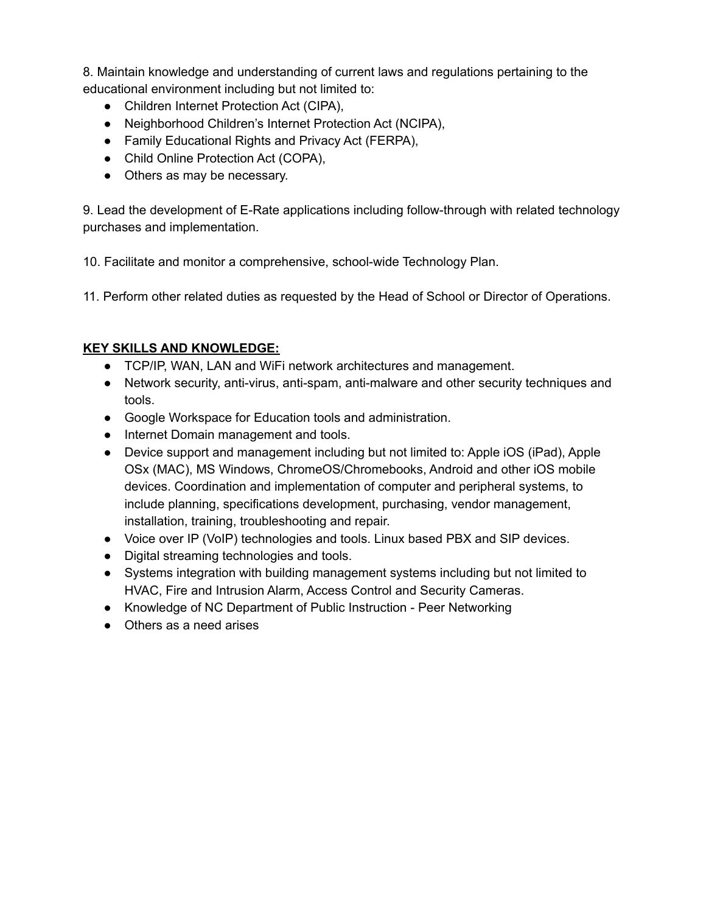8. Maintain knowledge and understanding of current laws and regulations pertaining to the educational environment including but not limited to:
   - Children Internet Protection Act (CIPA),
   - Neighborhood Children's Internet Protection Act (NCIPA),
   - Family Educational Rights and Privacy Act (FERPA),
   - Child Online Protection Act (COPA),
   - Others as may be necessary.

9. Lead the development of E-Rate applications including follow-through with related technology purchases and implementation.

10. Facilitate and monitor a comprehensive, school-wide Technology Plan.

11. Perform other related duties as requested by the Head of School or Director of Operations.

**KEY SKILLS AND KNOWLEDGE:**

- TCP/IP, WAN, LAN and WiFi network architectures and management.
- Network security, anti-virus, anti-spam, anti-malware and other security techniques and tools.
- Google Workspace for Education tools and administration.
- Internet Domain management and tools.
- Device support and management including but not limited to: Apple iOS (iPad), Apple OSx (MAC), MS Windows, ChromeOS/Chromebooks, Android and other iOS mobile devices. Coordination and implementation of computer and peripheral systems, to include planning, specifications development, purchasing, vendor management, installation, training, troubleshooting and repair.
- Voice over IP (VoIP) technologies and tools. Linux based PBX and SIP devices.
- Digital streaming technologies and tools.
- Systems integration with building management systems including but not limited to HVAC, Fire and Intrusion Alarm, Access Control and Security Cameras.
- Knowledge of NC Department of Public Instruction - Peer Networking
- Others as a need arises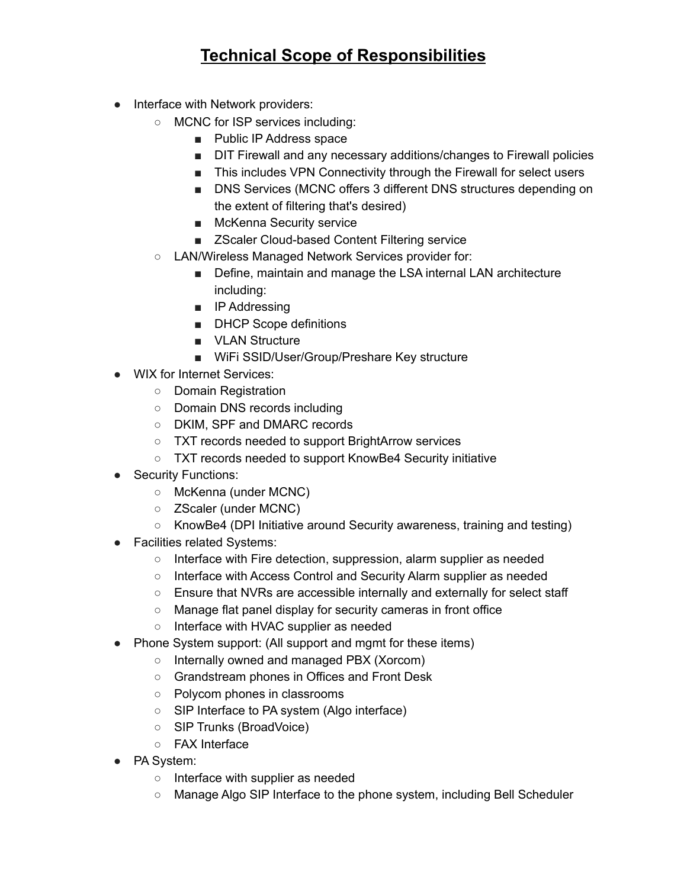# Technical Scope of Responsibilities

- Interface with Network providers:
  - MCNC for ISP services including:
    - Public IP Address space
    - DIT Firewall and any necessary additions/changes to Firewall policies
    - This includes VPN Connectivity through the Firewall for select users
    - DNS Services (MCNC offers 3 different DNS structures depending on the extent of filtering that's desired)
    - McKenna Security service
    - ZScaler Cloud-based Content Filtering service
  - LAN/Wireless Managed Network Services provider for:
    - Define, maintain and manage the LSA internal LAN architecture including:
    - IP Addressing
    - DHCP Scope definitions
    - VLAN Structure
    - WiFi SSID/User/Group/Preshare Key structure
- WIX for Internet Services:
  - Domain Registration
  - Domain DNS records including
  - DKIM, SPF and DMARC records
  - TXT records needed to support BrightArrow services
  - TXT records needed to support KnowBe4 Security initiative
- Security Functions:
  - McKenna (under MCNC)
  - ZScaler (under MCNC)
  - KnowBe4 (DPI Initiative around Security awareness, training and testing)
- Facilities related Systems:
  - Interface with Fire detection, suppression, alarm supplier as needed
  - Interface with Access Control and Security Alarm supplier as needed
  - Ensure that NVRs are accessible internally and externally for select staff
  - Manage flat panel display for security cameras in front office
  - Interface with HVAC supplier as needed
- Phone System support: (All support and mgmt for these items)
  - Internally owned and managed PBX (Xorcom)
  - Grandstream phones in Offices and Front Desk
  - Polycom phones in classrooms
  - SIP Interface to PA system (Algo interface)
  - SIP Trunks (BroadVoice)
  - FAX Interface
- PA System:
  - Interface with supplier as needed
  - Manage Algo SIP Interface to the phone system, including Bell Scheduler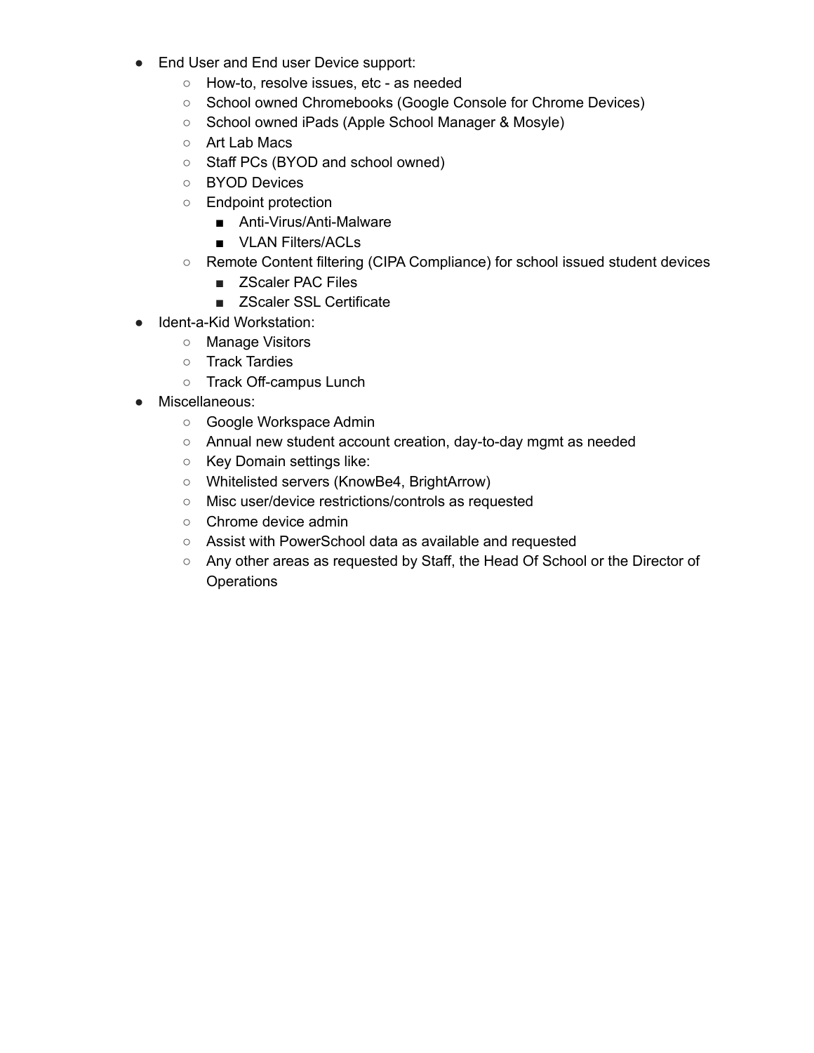- End User and End user Device support:
    - How-to, resolve issues, etc - as needed
    - School owned Chromebooks (Google Console for Chrome Devices)
    - School owned iPads (Apple School Manager & Mosyle)
    - Art Lab Macs
    - Staff PCs (BYOD and school owned)
    - BYOD Devices
    - Endpoint protection
        - Anti-Virus/Anti-Malware
        - VLAN Filters/ACLs
    - Remote Content filtering (CIPA Compliance) for school issued student devices
        - ZScaler PAC Files
        - ZScaler SSL Certificate
- Ident-a-Kid Workstation:
    - Manage Visitors
    - Track Tardies
    - Track Off-campus Lunch
- Miscellaneous:
    - Google Workspace Admin
    - Annual new student account creation, day-to-day mgmt as needed
    - Key Domain settings like:
    - Whitelisted servers (KnowBe4, BrightArrow)
    - Misc user/device restrictions/controls as requested
    - Chrome device admin
    - Assist with PowerSchool data as available and requested
    - Any other areas as requested by Staff, the Head Of School or the Director of Operations